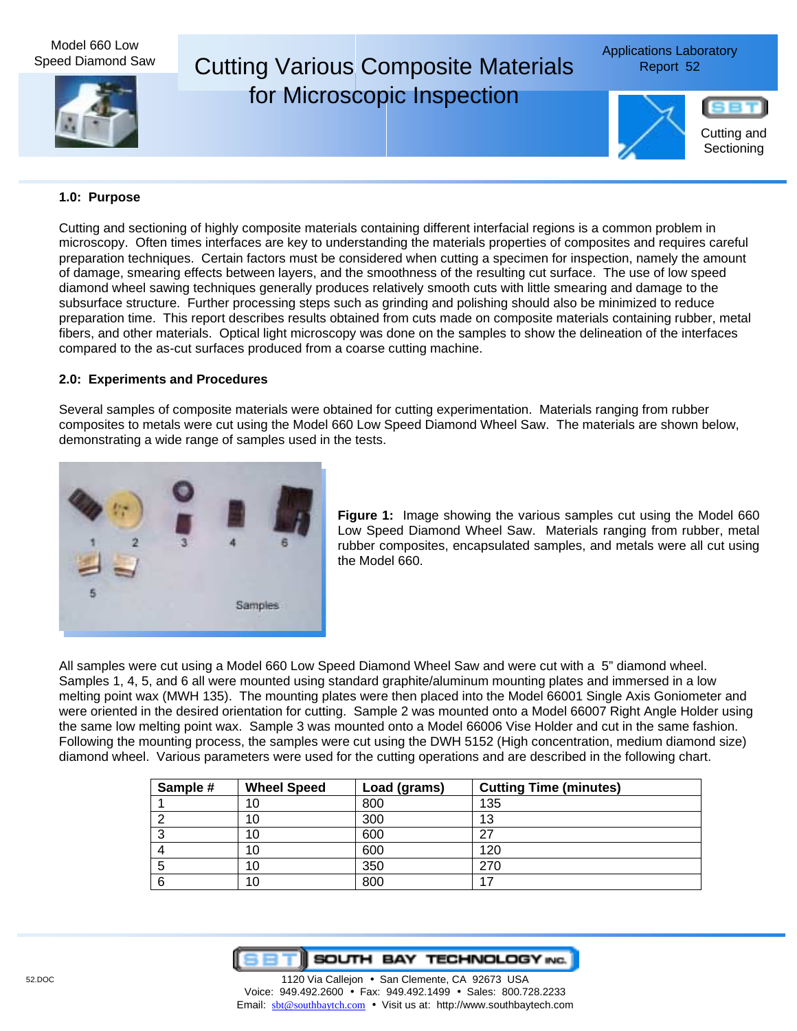# Cutting Various Composite Materials for Microscopic Inspection

Model 660 Low Speed Diamond Saw

Applications Laboratory Report 52

Cutting and Sectioning

### 1.0: Purpose

Cutting and sectioning of highly composite materials containing different interfacial regions is a common problem in microscopy. Often times interfaces are key to understanding the materials properties of composites and requires careful preparation techniques. Certain factors must be considered when cutting a specimen for inspection, namely the amount of damage, smearing effects between layers, and the smoothness of the resulting cut surface. The use of low speed diamond wheel sawing techniques generally produces relatively smooth cuts with little smearing and damage to the subsurface structure. Further processing steps such as grinding and polishing should also be minimized to reduce preparation time. This report describes results obtained from cuts made on composite materials containing rubber, metal fibers, and other materials. Optical light microscopy was done on the samples to show the delineation of the interfaces compared to the as-cut surfaces produced from a coarse cutting machine.

### 2.0: Experiments and Procedures

Several samples of composite materials were obtained for cutting experimentation. Materials ranging from rubber composites to metals were cut using the Model 660 Low Speed Diamond Wheel Saw. The materials are shown below, demonstrating a wide range of samples used in the tests.

**Figure 1:** Image showing the various samples cut using the Model 660 Low Speed Diamond Wheel Saw. Materials ranging from rubber, metal rubber composites, encapsulated samples, and metals were all cut using the Model 660.

All samples were cut using a Model 660 Low Speed Diamond Wheel Saw and were cut with a 5" diamond wheel. Samples 1, 4, 5, and 6 all were mounted using standard graphite/aluminum mounting plates and immersed in a low melting point wax (MWH 135). The mounting plates were then placed into the Model 66001 Single Axis Goniometer and were oriented in the desired orientation for cutting. Sample 2 was mounted onto a Model 66007 Right Angle Holder using the same low melting point wax. Sample 3 was mounted onto a Model 66006 Vise Holder and cut in the same fashion. Following the mounting process, the samples were cut using the DWH 5152 (High concentration, medium diamond size) diamond wheel. Various parameters were used for the cutting operations and are described in the following chart.

| Sample # | Wheel Speed | Load (grams) | Cutting Time (minutes) |
|---|---|---|---|
| 1 | 10 | 800 | 135 |
| 2 | 10 | 300 | 13 |
| 3 | 10 | 600 | 27 |
| 4 | 10 | 600 | 120 |
| 5 | 10 | 350 | 270 |
| 6 | 10 | 800 | 17 |

SOUTH BAY TECHNOLOGY INC.
1120 Via Callejon • San Clemente, CA 92673 USA
Voice: 949.492.2600 • Fax: 949.492.1499 • Sales: 800.728.2233
Email: sbt@southbaytch.com • Visit us at: http://www.southbaytech.com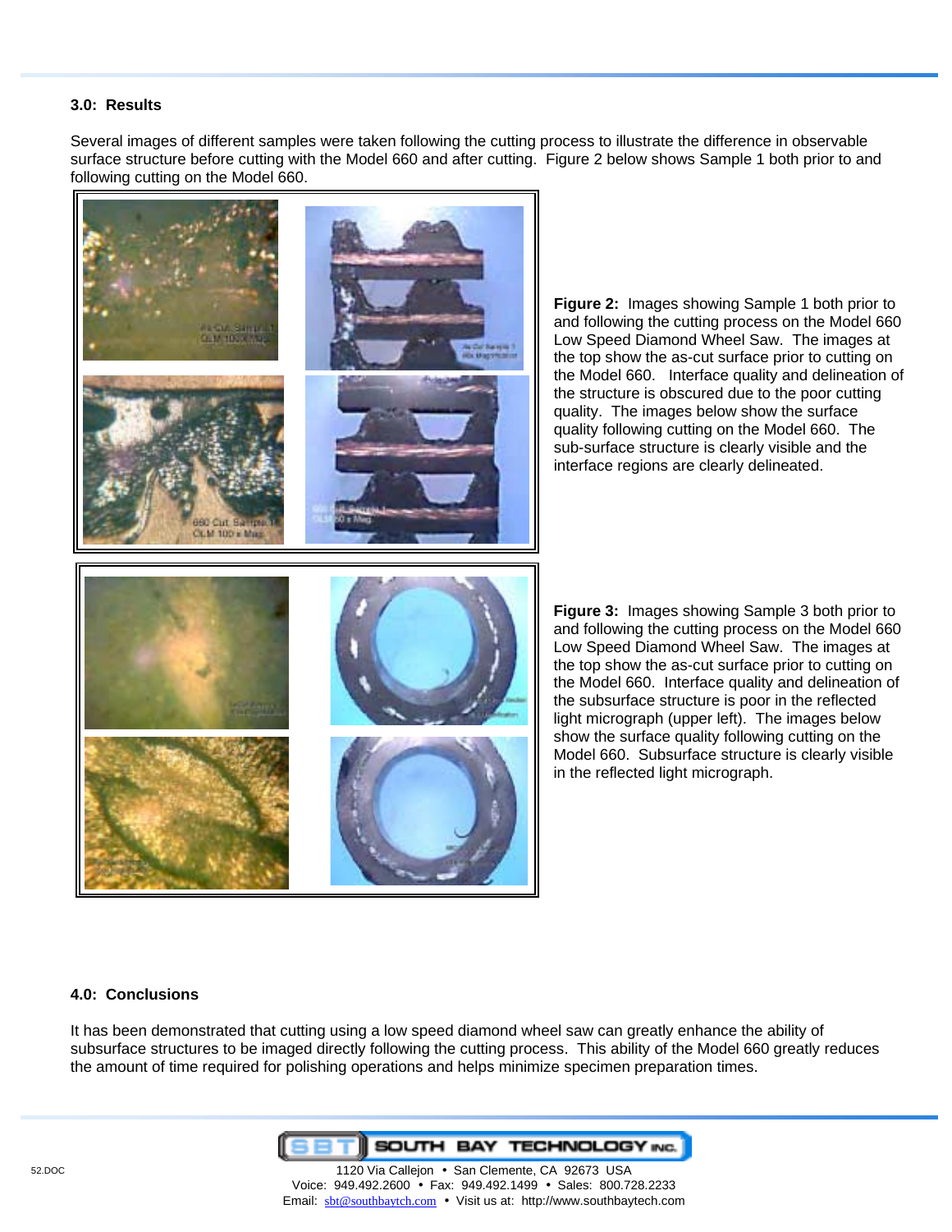## 3.0: Results

Several images of different samples were taken following the cutting process to illustrate the difference in observable surface structure before cutting with the Model 660 and after cutting. Figure 2 below shows Sample 1 both prior to and following cutting on the Model 660.

**Figure 2:** Images showing Sample 1 both prior to and following the cutting process on the Model 660 Low Speed Diamond Wheel Saw. The images at the top show the as-cut surface prior to cutting on the Model 660. Interface quality and delineation of the structure is obscured due to the poor cutting quality. The images below show the surface quality following cutting on the Model 660. The sub-surface structure is clearly visible and the interface regions are clearly delineated.

**Figure 3:** Images showing Sample 3 both prior to and following the cutting process on the Model 660 Low Speed Diamond Wheel Saw. The images at the top show the as-cut surface prior to cutting on the Model 660. Interface quality and delineation of the subsurface structure is poor in the reflected light micrograph (upper left). The images below show the surface quality following cutting on the Model 660. Subsurface structure is clearly visible in the reflected light micrograph.

## 4.0: Conclusions

It has been demonstrated that cutting using a low speed diamond wheel saw can greatly enhance the ability of subsurface structures to be imaged directly following the cutting process. This ability of the Model 660 greatly reduces the amount of time required for polishing operations and helps minimize specimen preparation times.

SBT SOUTH BAY TECHNOLOGY INC.

1120 Via Callejon • San Clemente, CA 92673 USA
Voice: 949.492.2600 • Fax: 949.492.1499 • Sales: 800.728.2233
Email: sbt@southbaytch.com • Visit us at: http://www.southbaytech.com